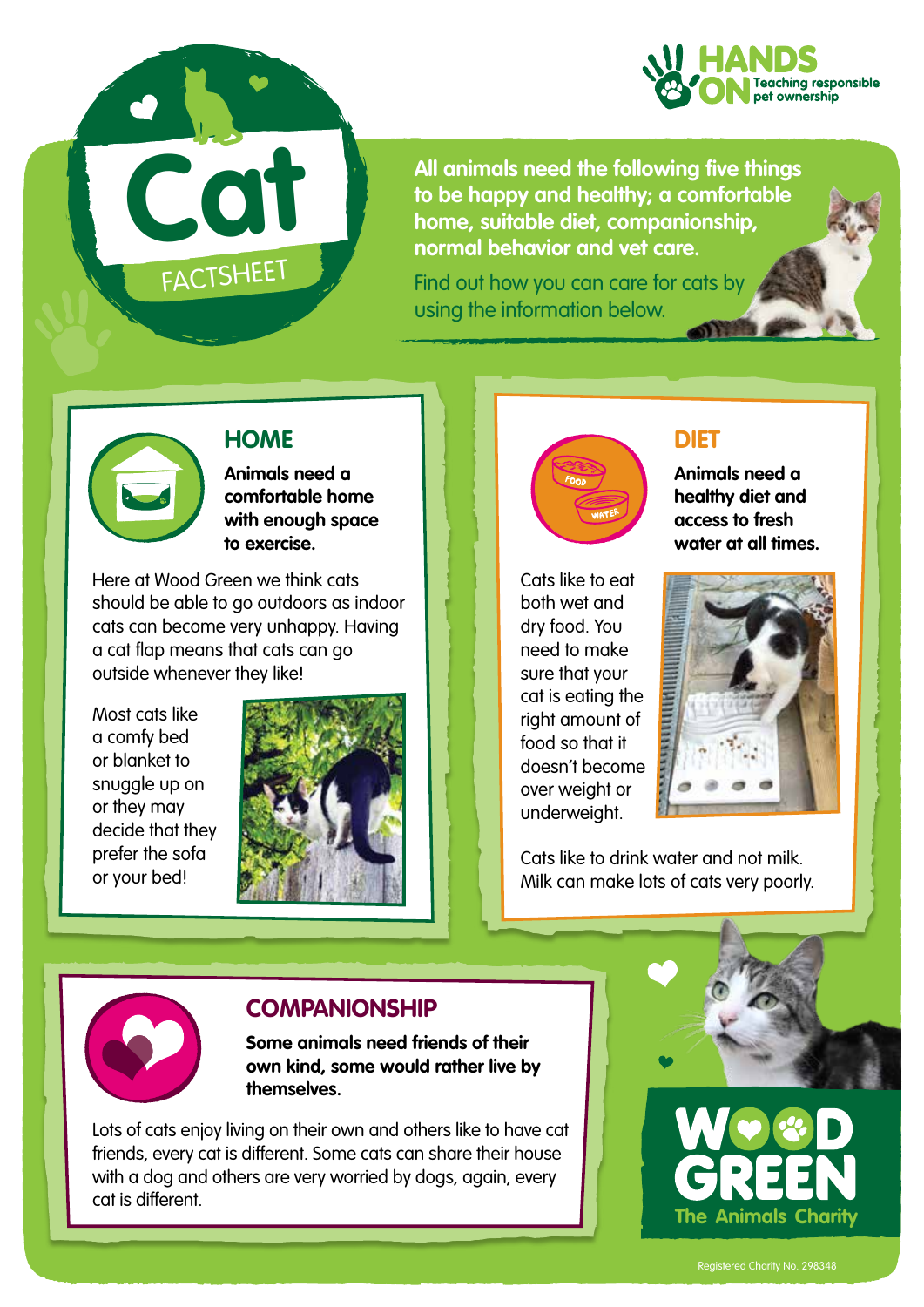# Cat FACTSHEET

HANDS ON — Teaching responsible pet ownership

**All animals need the following five things to be happy and healthy; a comfortable home, suitable diet, companionship, normal behavior and vet care.**

Find out how you can care for cats by using the information below.

## HOME

**Animals need a comfortable home with enough space to exercise.**

Here at Wood Green we think cats should be able to go outdoors as indoor cats can become very unhappy. Having a cat flap means that cats can go outside whenever they like!

Most cats like a comfy bed or blanket to snuggle up on or they may decide that they prefer the sofa or your bed!

## DIET

**Animals need a healthy diet and access to fresh water at all times.**

Cats like to eat both wet and dry food. You need to make sure that your cat is eating the right amount of food so that it doesn't become over weight or underweight.

Cats like to drink water and not milk. Milk can make lots of cats very poorly.

## COMPANIONSHIP

**Some animals need friends of their own kind, some would rather live by themselves.**

Lots of cats enjoy living on their own and others like to have cat friends, every cat is different. Some cats can share their house with a dog and others are very worried by dogs, again, every cat is different.

WOOD GREEN — The Animals Charity

Registered Charity No. 298348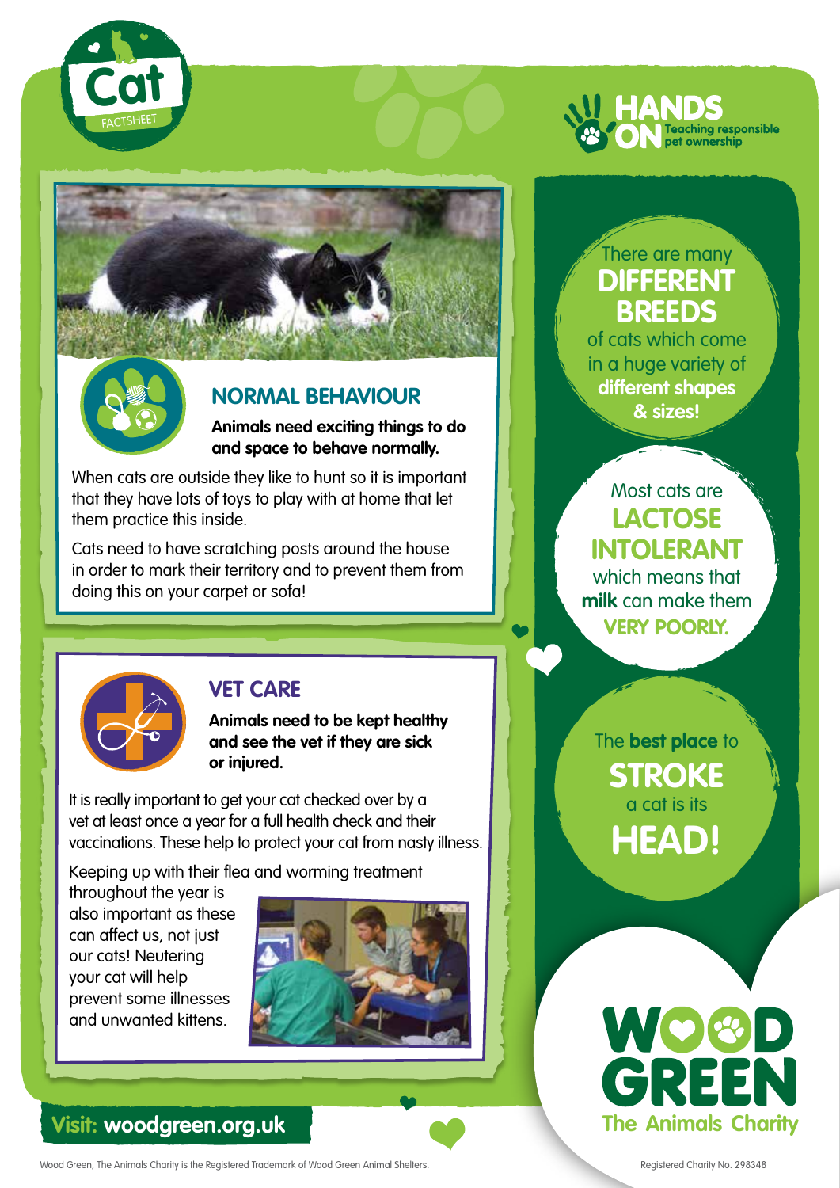Cat FACTSHEET

HANDS ON Teaching responsible pet ownership

## NORMAL BEHAVIOUR

**Animals need exciting things to do and space to behave normally.**

When cats are outside they like to hunt so it is important that they have lots of toys to play with at home that let them practice this inside.

Cats need to have scratching posts around the house in order to mark their territory and to prevent them from doing this on your carpet or sofa!

## VET CARE

**Animals need to be kept healthy and see the vet if they are sick or injured.**

It is really important to get your cat checked over by a vet at least once a year for a full health check and their vaccinations. These help to protect your cat from nasty illness.

Keeping up with their flea and worming treatment throughout the year is also important as these can affect us, not just our cats! Neutering your cat will help prevent some illnesses and unwanted kittens.

There are many **DIFFERENT BREEDS** of cats which come in a huge variety of **different shapes & sizes!**

Most cats are **LACTOSE INTOLERANT** which means that **milk** can make them **VERY POORLY.**

The **best place** to **STROKE** a cat is its **HEAD!**

**Visit: woodgreen.org.uk**

WOOD GREEN The Animals Charity

Wood Green, The Animals Charity is the Registered Trademark of Wood Green Animal Shelters.

Registered Charity No. 298348